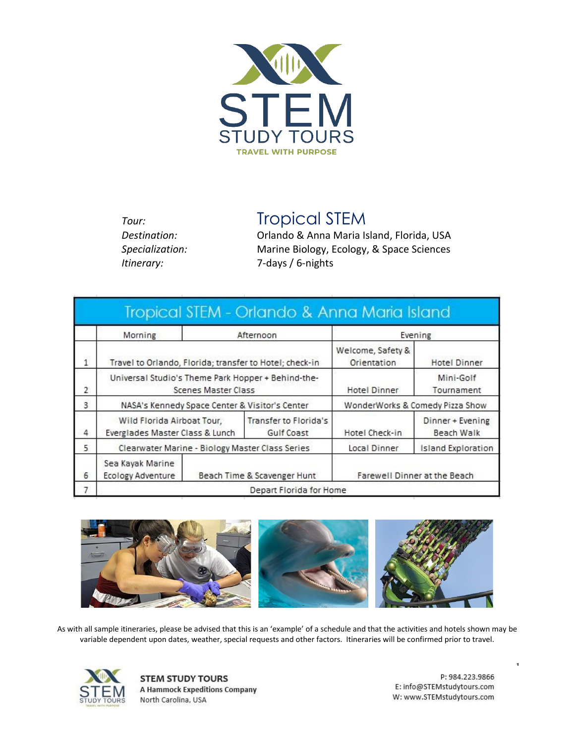STEM STUDY TOURS
TRAVEL WITH PURPOSE

*Tour:* Tropical STEM
*Destination:* Orlando & Anna Maria Island, Florida, USA
*Specialization:* Marine Biology, Ecology, & Space Sciences
*Itinerary:* 7-days / 6-nights

| Tropical STEM - Orlando & Anna Maria Island | | | | |
|---|---|---|---|---|
| | Morning | Afternoon | Evening | |
| 1 | Travel to Orlando, Florida; transfer to Hotel; check-in | | Welcome, Safety & Orientation | Hotel Dinner |
| 2 | Universal Studio's Theme Park Hopper + Behind-the-Scenes Master Class | | Hotel Dinner | Mini-Golf Tournament |
| 3 | NASA's Kennedy Space Center & Visitor's Center | | WonderWorks & Comedy Pizza Show | |
| 4 | Wild Florida Airboat Tour, Everglades Master Class & Lunch | Transfer to Florida's Gulf Coast | Hotel Check-in | Dinner + Evening Beach Walk |
| 5 | Clearwater Marine - Biology Master Class Series | | Local Dinner | Island Exploration |
| 6 | Sea Kayak Marine Ecology Adventure | Beach Time & Scavenger Hunt | Farewell Dinner at the Beach | |
| 7 | Depart Florida for Home | | | |

As with all sample itineraries, please be advised that this is an 'example' of a schedule and that the activities and hotels shown may be variable dependent upon dates, weather, special requests and other factors. Itineraries will be confirmed prior to travel.

**STEM STUDY TOURS**
**A Hammock Expeditions Company**
North Carolina, USA

P: 984.223.9866
E: info@STEMstudytours.com
W: www.STEMstudytours.com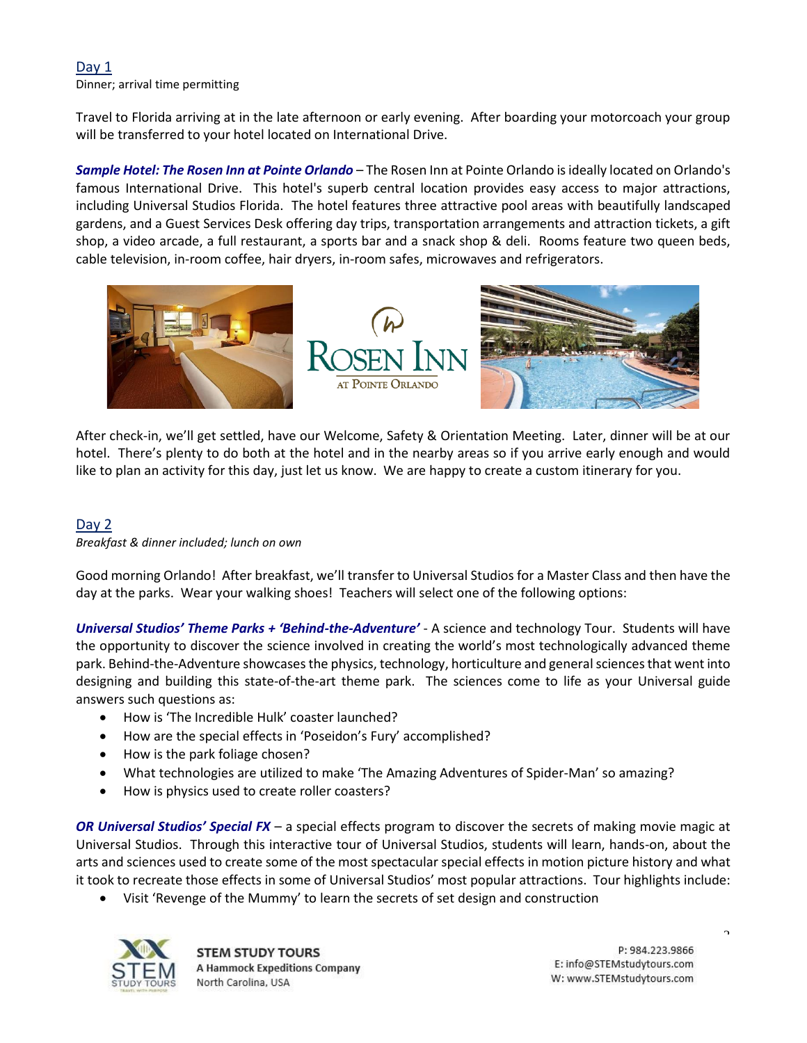## Day 1

Dinner; arrival time permitting

Travel to Florida arriving at in the late afternoon or early evening. After boarding your motorcoach your group will be transferred to your hotel located on International Drive.

***Sample Hotel: The Rosen Inn at Pointe Orlando*** – The Rosen Inn at Pointe Orlando is ideally located on Orlando's famous International Drive. This hotel's superb central location provides easy access to major attractions, including Universal Studios Florida. The hotel features three attractive pool areas with beautifully landscaped gardens, and a Guest Services Desk offering day trips, transportation arrangements and attraction tickets, a gift shop, a video arcade, a full restaurant, a sports bar and a snack shop & deli. Rooms feature two queen beds, cable television, in-room coffee, hair dryers, in-room safes, microwaves and refrigerators.

After check-in, we'll get settled, have our Welcome, Safety & Orientation Meeting. Later, dinner will be at our hotel. There's plenty to do both at the hotel and in the nearby areas so if you arrive early enough and would like to plan an activity for this day, just let us know. We are happy to create a custom itinerary for you.

## Day 2

*Breakfast & dinner included; lunch on own*

Good morning Orlando! After breakfast, we'll transfer to Universal Studios for a Master Class and then have the day at the parks. Wear your walking shoes! Teachers will select one of the following options:

***Universal Studios' Theme Parks + 'Behind-the-Adventure'*** - A science and technology Tour. Students will have the opportunity to discover the science involved in creating the world's most technologically advanced theme park. Behind-the-Adventure showcases the physics, technology, horticulture and general sciences that went into designing and building this state-of-the-art theme park. The sciences come to life as your Universal guide answers such questions as:

- How is 'The Incredible Hulk' coaster launched?
- How are the special effects in 'Poseidon's Fury' accomplished?
- How is the park foliage chosen?
- What technologies are utilized to make 'The Amazing Adventures of Spider-Man' so amazing?
- How is physics used to create roller coasters?

***OR Universal Studios' Special FX*** – a special effects program to discover the secrets of making movie magic at Universal Studios. Through this interactive tour of Universal Studios, students will learn, hands-on, about the arts and sciences used to create some of the most spectacular special effects in motion picture history and what it took to recreate those effects in some of Universal Studios' most popular attractions. Tour highlights include:

- Visit 'Revenge of the Mummy' to learn the secrets of set design and construction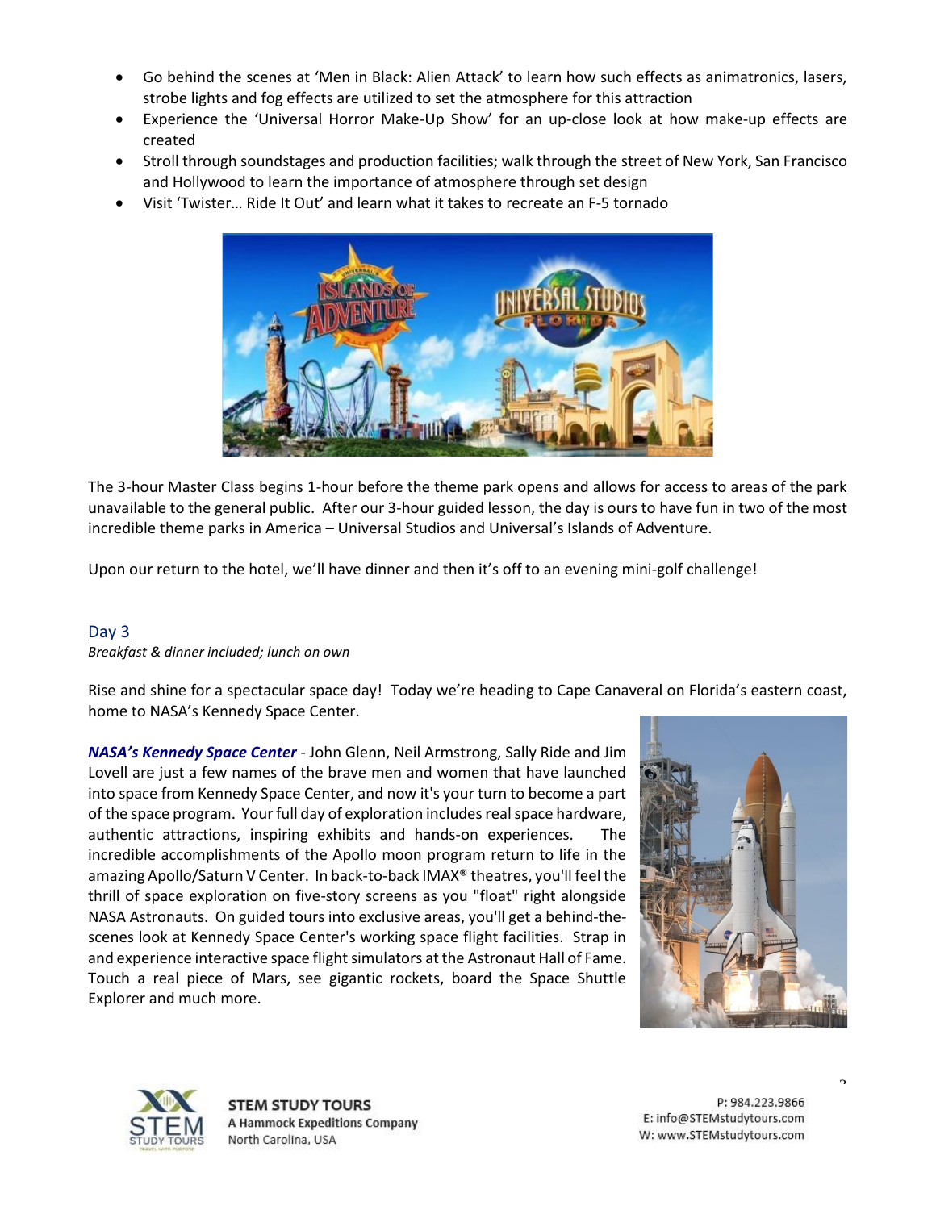- Go behind the scenes at 'Men in Black: Alien Attack' to learn how such effects as animatronics, lasers, strobe lights and fog effects are utilized to set the atmosphere for this attraction
- Experience the 'Universal Horror Make-Up Show' for an up-close look at how make-up effects are created
- Stroll through soundstages and production facilities; walk through the street of New York, San Francisco and Hollywood to learn the importance of atmosphere through set design
- Visit 'Twister… Ride It Out' and learn what it takes to recreate an F-5 tornado

The 3-hour Master Class begins 1-hour before the theme park opens and allows for access to areas of the park unavailable to the general public. After our 3-hour guided lesson, the day is ours to have fun in two of the most incredible theme parks in America – Universal Studios and Universal's Islands of Adventure.

Upon our return to the hotel, we'll have dinner and then it's off to an evening mini-golf challenge!

## Day 3

*Breakfast & dinner included; lunch on own*

Rise and shine for a spectacular space day! Today we're heading to Cape Canaveral on Florida's eastern coast, home to NASA's Kennedy Space Center.

***NASA's Kennedy Space Center*** - John Glenn, Neil Armstrong, Sally Ride and Jim Lovell are just a few names of the brave men and women that have launched into space from Kennedy Space Center, and now it's your turn to become a part of the space program. Your full day of exploration includes real space hardware, authentic attractions, inspiring exhibits and hands-on experiences. The incredible accomplishments of the Apollo moon program return to life in the amazing Apollo/Saturn V Center. In back-to-back IMAX® theatres, you'll feel the thrill of space exploration on five-story screens as you "float" right alongside NASA Astronauts. On guided tours into exclusive areas, you'll get a behind-the-scenes look at Kennedy Space Center's working space flight facilities. Strap in and experience interactive space flight simulators at the Astronaut Hall of Fame. Touch a real piece of Mars, see gigantic rockets, board the Space Shuttle Explorer and much more.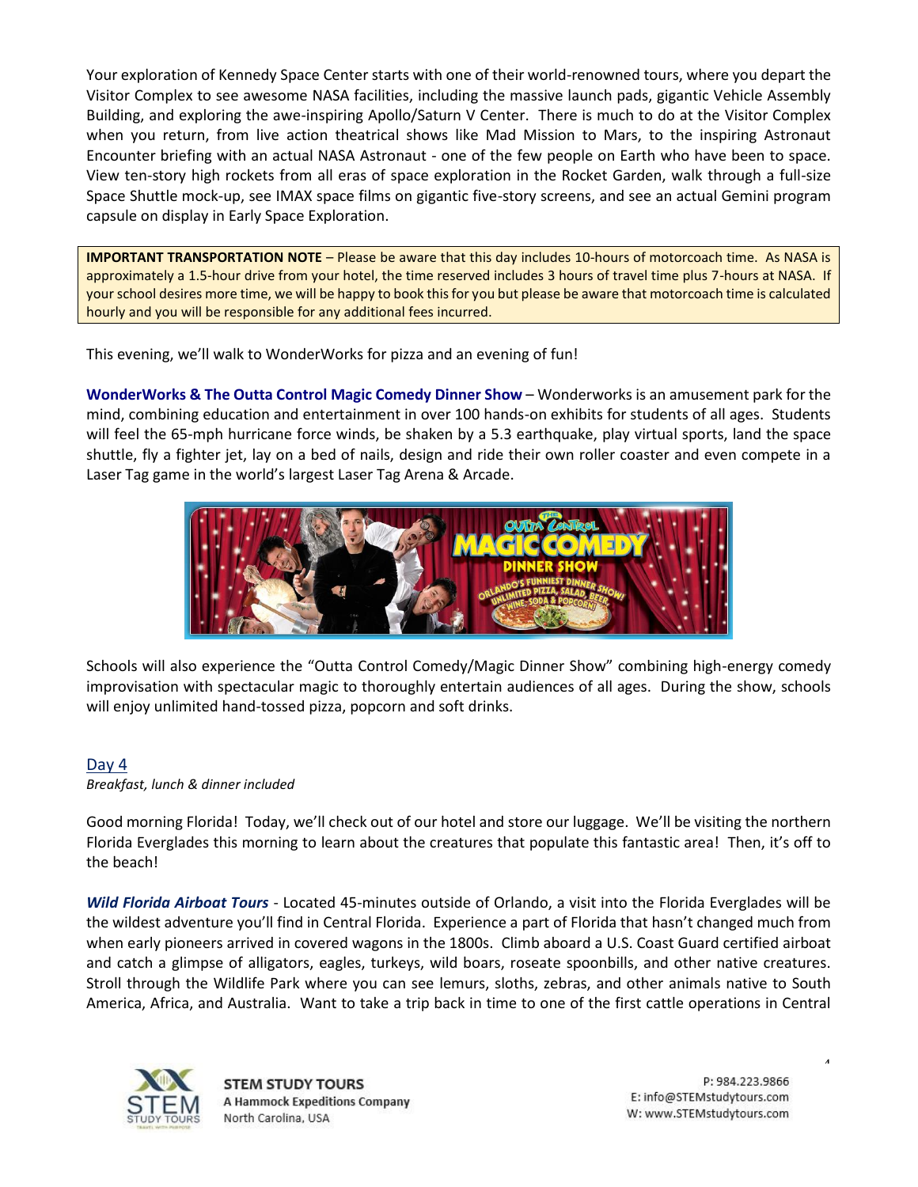Your exploration of Kennedy Space Center starts with one of their world-renowned tours, where you depart the Visitor Complex to see awesome NASA facilities, including the massive launch pads, gigantic Vehicle Assembly Building, and exploring the awe-inspiring Apollo/Saturn V Center. There is much to do at the Visitor Complex when you return, from live action theatrical shows like Mad Mission to Mars, to the inspiring Astronaut Encounter briefing with an actual NASA Astronaut - one of the few people on Earth who have been to space. View ten-story high rockets from all eras of space exploration in the Rocket Garden, walk through a full-size Space Shuttle mock-up, see IMAX space films on gigantic five-story screens, and see an actual Gemini program capsule on display in Early Space Exploration.

**IMPORTANT TRANSPORTATION NOTE** – Please be aware that this day includes 10-hours of motorcoach time. As NASA is approximately a 1.5-hour drive from your hotel, the time reserved includes 3 hours of travel time plus 7-hours at NASA. If your school desires more time, we will be happy to book this for you but please be aware that motorcoach time is calculated hourly and you will be responsible for any additional fees incurred.

This evening, we'll walk to WonderWorks for pizza and an evening of fun!

**WonderWorks & The Outta Control Magic Comedy Dinner Show** – Wonderworks is an amusement park for the mind, combining education and entertainment in over 100 hands-on exhibits for students of all ages. Students will feel the 65-mph hurricane force winds, be shaken by a 5.3 earthquake, play virtual sports, land the space shuttle, fly a fighter jet, lay on a bed of nails, design and ride their own roller coaster and even compete in a Laser Tag game in the world's largest Laser Tag Arena & Arcade.

Schools will also experience the "Outta Control Comedy/Magic Dinner Show" combining high-energy comedy improvisation with spectacular magic to thoroughly entertain audiences of all ages. During the show, schools will enjoy unlimited hand-tossed pizza, popcorn and soft drinks.

## Day 4

*Breakfast, lunch & dinner included*

Good morning Florida! Today, we'll check out of our hotel and store our luggage. We'll be visiting the northern Florida Everglades this morning to learn about the creatures that populate this fantastic area! Then, it's off to the beach!

***Wild Florida Airboat Tours*** - Located 45-minutes outside of Orlando, a visit into the Florida Everglades will be the wildest adventure you'll find in Central Florida. Experience a part of Florida that hasn't changed much from when early pioneers arrived in covered wagons in the 1800s. Climb aboard a U.S. Coast Guard certified airboat and catch a glimpse of alligators, eagles, turkeys, wild boars, roseate spoonbills, and other native creatures. Stroll through the Wildlife Park where you can see lemurs, sloths, zebras, and other animals native to South America, Africa, and Australia. Want to take a trip back in time to one of the first cattle operations in Central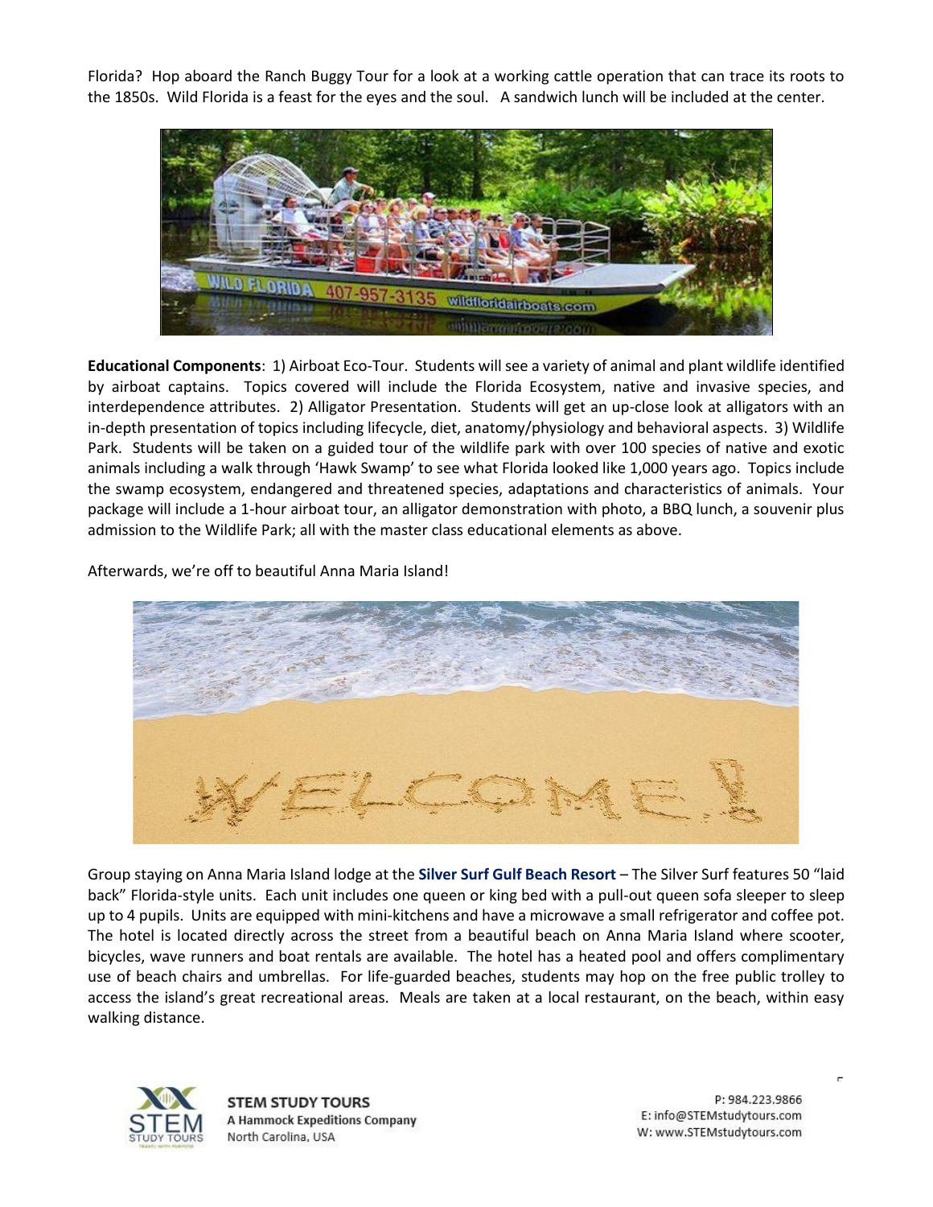Florida? Hop aboard the Ranch Buggy Tour for a look at a working cattle operation that can trace its roots to the 1850s. Wild Florida is a feast for the eyes and the soul. A sandwich lunch will be included at the center.

**Educational Components**: 1) Airboat Eco-Tour. Students will see a variety of animal and plant wildlife identified by airboat captains. Topics covered will include the Florida Ecosystem, native and invasive species, and interdependence attributes. 2) Alligator Presentation. Students will get an up-close look at alligators with an in-depth presentation of topics including lifecycle, diet, anatomy/physiology and behavioral aspects. 3) Wildlife Park. Students will be taken on a guided tour of the wildlife park with over 100 species of native and exotic animals including a walk through 'Hawk Swamp' to see what Florida looked like 1,000 years ago. Topics include the swamp ecosystem, endangered and threatened species, adaptations and characteristics of animals. Your package will include a 1-hour airboat tour, an alligator demonstration with photo, a BBQ lunch, a souvenir plus admission to the Wildlife Park; all with the master class educational elements as above.

Afterwards, we're off to beautiful Anna Maria Island!

Group staying on Anna Maria Island lodge at the **Silver Surf Gulf Beach Resort** – The Silver Surf features 50 "laid back" Florida-style units. Each unit includes one queen or king bed with a pull-out queen sofa sleeper to sleep up to 4 pupils. Units are equipped with mini-kitchens and have a microwave a small refrigerator and coffee pot. The hotel is located directly across the street from a beautiful beach on Anna Maria Island where scooter, bicycles, wave runners and boat rentals are available. The hotel has a heated pool and offers complimentary use of beach chairs and umbrellas. For life-guarded beaches, students may hop on the free public trolley to access the island's great recreational areas. Meals are taken at a local restaurant, on the beach, within easy walking distance.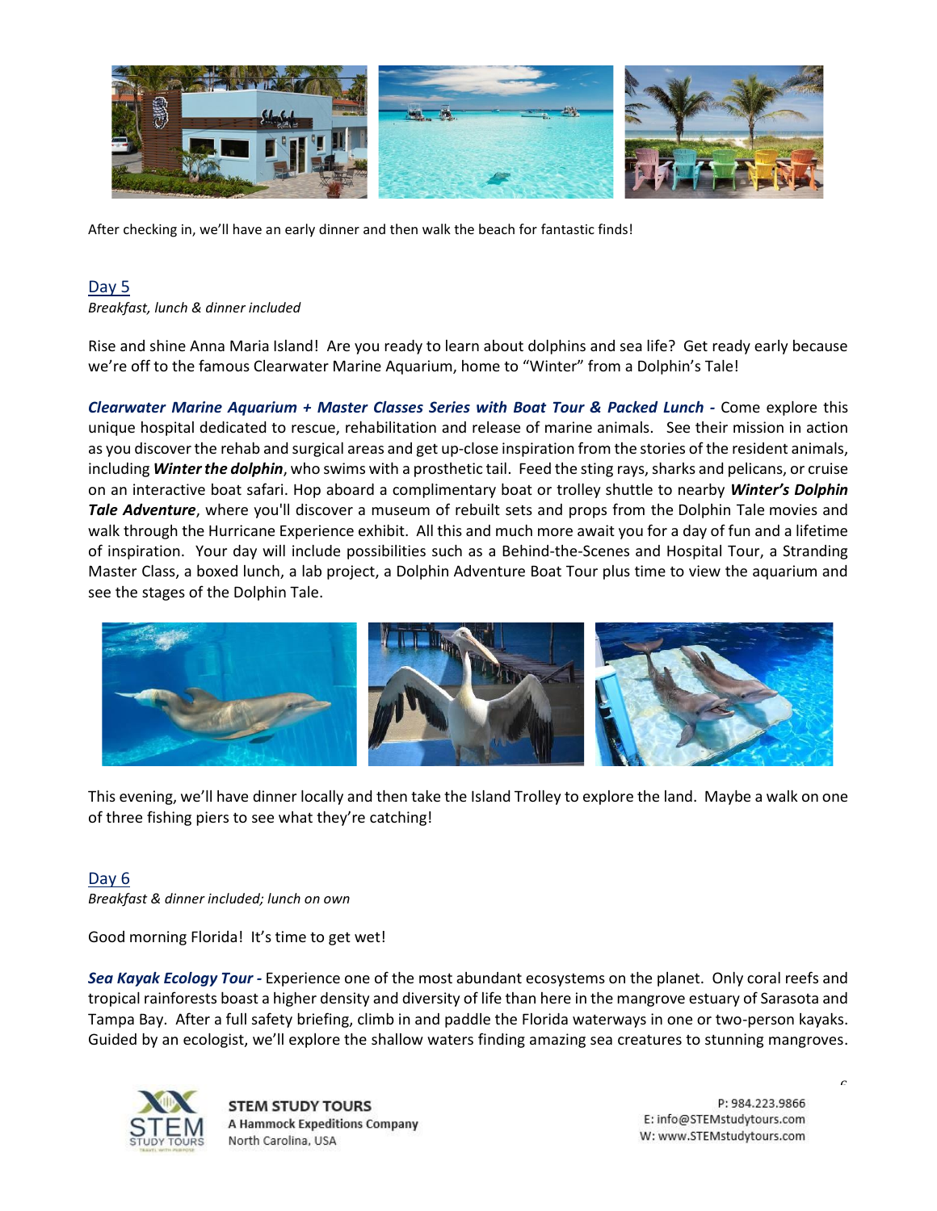After checking in, we'll have an early dinner and then walk the beach for fantastic finds!

## Day 5

*Breakfast, lunch & dinner included*

Rise and shine Anna Maria Island! Are you ready to learn about dolphins and sea life? Get ready early because we're off to the famous Clearwater Marine Aquarium, home to "Winter" from a Dolphin's Tale!

***Clearwater Marine Aquarium + Master Classes Series with Boat Tour & Packed Lunch -*** Come explore this unique hospital dedicated to rescue, rehabilitation and release of marine animals. See their mission in action as you discover the rehab and surgical areas and get up-close inspiration from the stories of the resident animals, including ***Winter the dolphin***, who swims with a prosthetic tail. Feed the sting rays, sharks and pelicans, or cruise on an interactive boat safari. Hop aboard a complimentary boat or trolley shuttle to nearby ***Winter's Dolphin Tale Adventure***, where you'll discover a museum of rebuilt sets and props from the Dolphin Tale movies and walk through the Hurricane Experience exhibit. All this and much more await you for a day of fun and a lifetime of inspiration. Your day will include possibilities such as a Behind-the-Scenes and Hospital Tour, a Stranding Master Class, a boxed lunch, a lab project, a Dolphin Adventure Boat Tour plus time to view the aquarium and see the stages of the Dolphin Tale.

This evening, we'll have dinner locally and then take the Island Trolley to explore the land. Maybe a walk on one of three fishing piers to see what they're catching!

## Day 6

*Breakfast & dinner included; lunch on own*

Good morning Florida! It's time to get wet!

***Sea Kayak Ecology Tour -*** Experience one of the most abundant ecosystems on the planet. Only coral reefs and tropical rainforests boast a higher density and diversity of life than here in the mangrove estuary of Sarasota and Tampa Bay. After a full safety briefing, climb in and paddle the Florida waterways in one or two-person kayaks. Guided by an ecologist, we'll explore the shallow waters finding amazing sea creatures to stunning mangroves.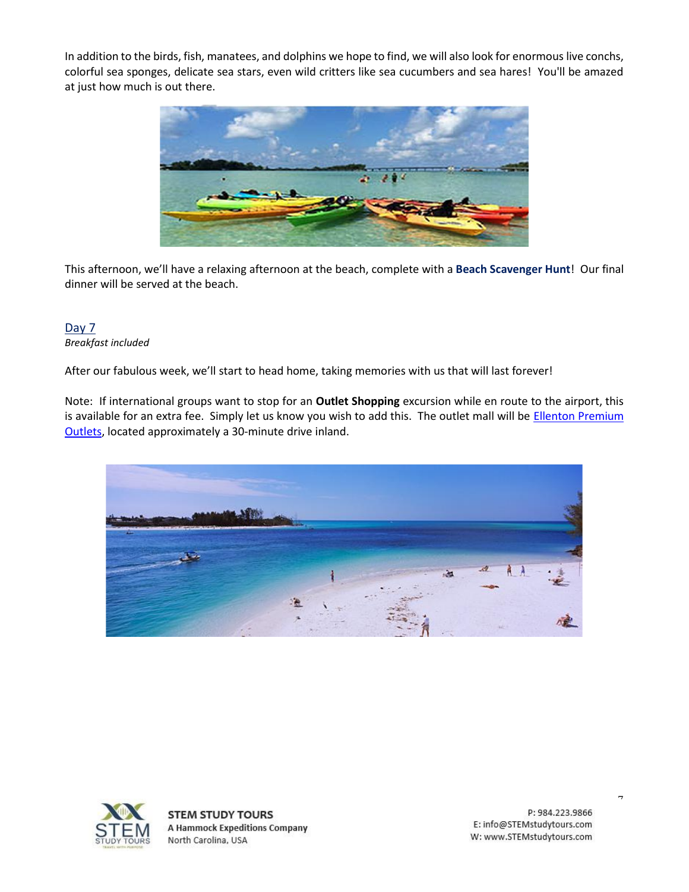In addition to the birds, fish, manatees, and dolphins we hope to find, we will also look for enormous live conchs, colorful sea sponges, delicate sea stars, even wild critters like sea cucumbers and sea hares! You'll be amazed at just how much is out there.

This afternoon, we'll have a relaxing afternoon at the beach, complete with a **Beach Scavenger Hunt**! Our final dinner will be served at the beach.

## Day 7

*Breakfast included*

After our fabulous week, we'll start to head home, taking memories with us that will last forever!

Note: If international groups want to stop for an **Outlet Shopping** excursion while en route to the airport, this is available for an extra fee. Simply let us know you wish to add this. The outlet mall will be Ellenton Premium Outlets, located approximately a 30-minute drive inland.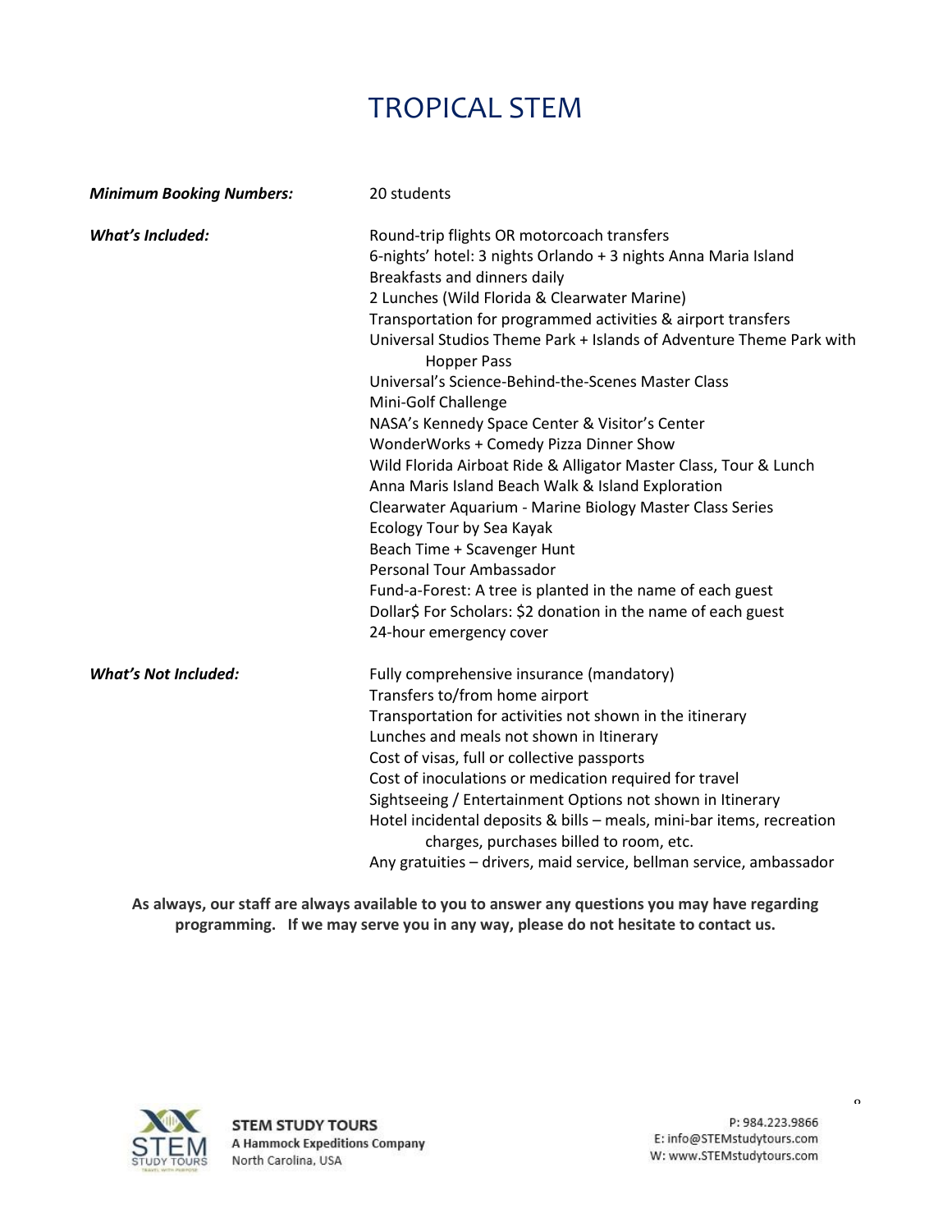# TROPICAL STEM

***Minimum Booking Numbers:*** 20 students

***What's Included:***

Round-trip flights OR motorcoach transfers
6-nights' hotel: 3 nights Orlando + 3 nights Anna Maria Island
Breakfasts and dinners daily
2 Lunches (Wild Florida & Clearwater Marine)
Transportation for programmed activities & airport transfers
Universal Studios Theme Park + Islands of Adventure Theme Park with Hopper Pass
Universal's Science-Behind-the-Scenes Master Class
Mini-Golf Challenge
NASA's Kennedy Space Center & Visitor's Center
WonderWorks + Comedy Pizza Dinner Show
Wild Florida Airboat Ride & Alligator Master Class, Tour & Lunch
Anna Maris Island Beach Walk & Island Exploration
Clearwater Aquarium - Marine Biology Master Class Series
Ecology Tour by Sea Kayak
Beach Time + Scavenger Hunt
Personal Tour Ambassador
Fund-a-Forest: A tree is planted in the name of each guest
Dollar$ For Scholars: $2 donation in the name of each guest
24-hour emergency cover

***What's Not Included:***

Fully comprehensive insurance (mandatory)
Transfers to/from home airport
Transportation for activities not shown in the itinerary
Lunches and meals not shown in Itinerary
Cost of visas, full or collective passports
Cost of inoculations or medication required for travel
Sightseeing / Entertainment Options not shown in Itinerary
Hotel incidental deposits & bills – meals, mini-bar items, recreation charges, purchases billed to room, etc.
Any gratuities – drivers, maid service, bellman service, ambassador

**As always, our staff are always available to you to answer any questions you may have regarding programming. If we may serve you in any way, please do not hesitate to contact us.**